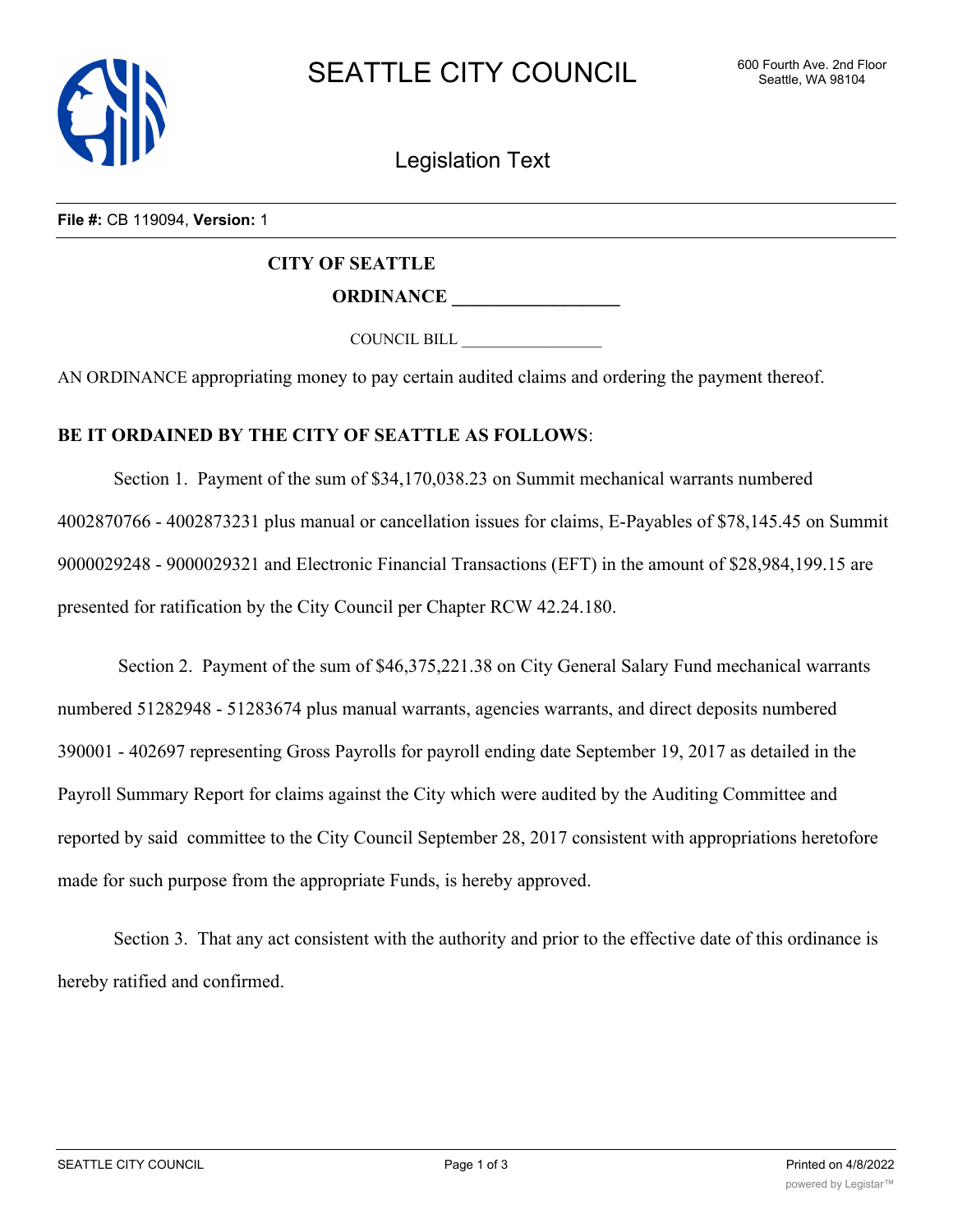# SEATTLE CITY COUNCIL

600 Fourth Ave. 2nd Floor
Seattle, WA 98104

## Legislation Text

**File #:** CB 119094, **Version:** 1

**CITY OF SEATTLE**

**ORDINANCE __________________**

COUNCIL BILL __________________

AN ORDINANCE appropriating money to pay certain audited claims and ordering the payment thereof.

**BE IT ORDAINED BY THE CITY OF SEATTLE AS FOLLOWS**:

Section 1. Payment of the sum of $34,170,038.23 on Summit mechanical warrants numbered 4002870766 - 4002873231 plus manual or cancellation issues for claims, E-Payables of $78,145.45 on Summit 9000029248 - 9000029321 and Electronic Financial Transactions (EFT) in the amount of $28,984,199.15 are presented for ratification by the City Council per Chapter RCW 42.24.180.

Section 2. Payment of the sum of $46,375,221.38 on City General Salary Fund mechanical warrants numbered 51282948 - 51283674 plus manual warrants, agencies warrants, and direct deposits numbered 390001 - 402697 representing Gross Payrolls for payroll ending date September 19, 2017 as detailed in the Payroll Summary Report for claims against the City which were audited by the Auditing Committee and reported by said committee to the City Council September 28, 2017 consistent with appropriations heretofore made for such purpose from the appropriate Funds, is hereby approved.

Section 3. That any act consistent with the authority and prior to the effective date of this ordinance is hereby ratified and confirmed.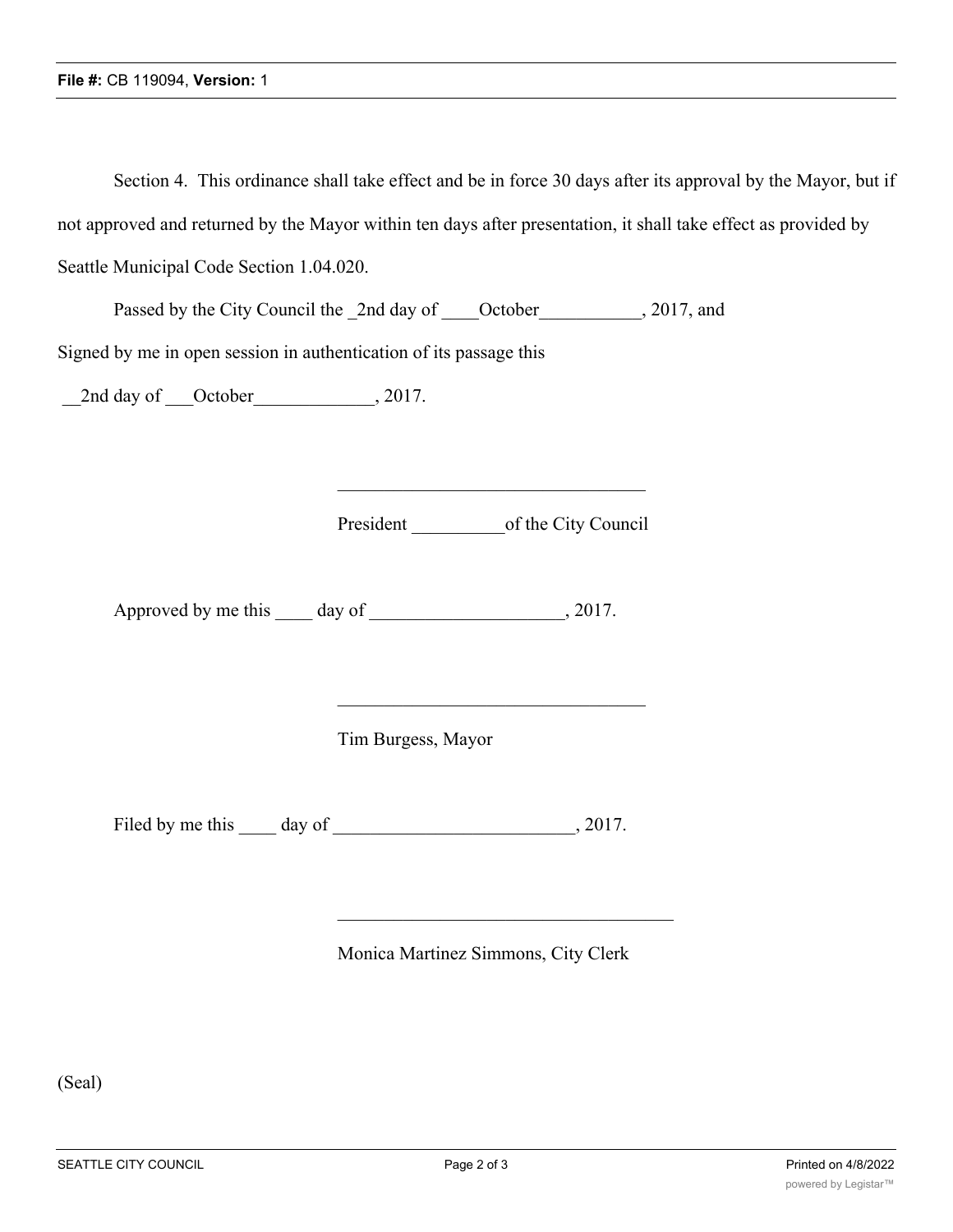Section 4. This ordinance shall take effect and be in force 30 days after its approval by the Mayor, but if not approved and returned by the Mayor within ten days after presentation, it shall take effect as provided by Seattle Municipal Code Section 1.04.020.

Passed by the City Council the _2nd day of ____October___________, 2017, and Signed by me in open session in authentication of its passage this __2nd day of ___October_____________, 2017.

\_\_\_\_\_\_\_\_\_\_\_\_\_\_\_\_\_\_\_\_\_\_\_\_\_\_\_\_\_\_\_\_\_\_

President __________of the City Council

Approved by me this ____ day of _____________________, 2017.

\_\_\_\_\_\_\_\_\_\_\_\_\_\_\_\_\_\_\_\_\_\_\_\_\_\_\_\_\_\_\_\_\_\_

Tim Burgess, Mayor

Filed by me this ____ day of __________________________, 2017.

\_\_\_\_\_\_\_\_\_\_\_\_\_\_\_\_\_\_\_\_\_\_\_\_\_\_\_\_\_\_\_\_\_\_\_\_\_

Monica Martinez Simmons, City Clerk

(Seal)